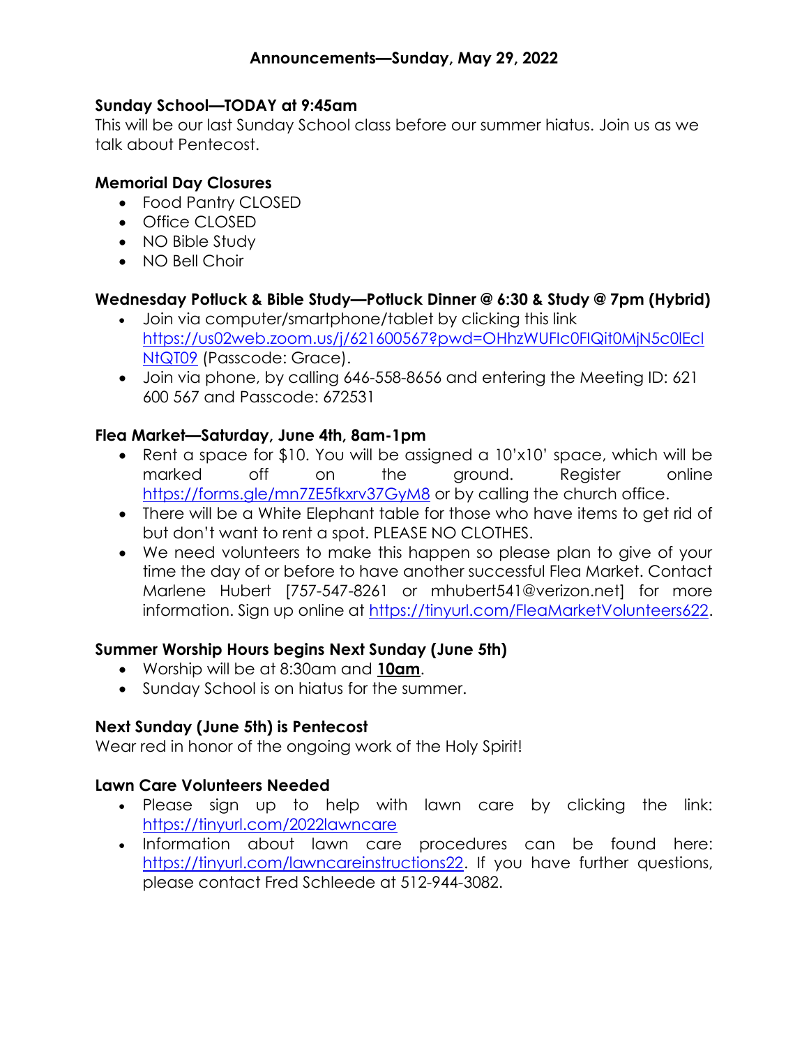## Announcements—Sunday, May 29, 2022

**Sunday School—TODAY at 9:45am**

This will be our last Sunday School class before our summer hiatus. Join us as we talk about Pentecost.

**Memorial Day Closures**

- Food Pantry CLOSED
- Office CLOSED
- NO Bible Study
- NO Bell Choir

**Wednesday Potluck & Bible Study—Potluck Dinner @ 6:30 & Study @ 7pm (Hybrid)**

- Join via computer/smartphone/tablet by clicking this link https://us02web.zoom.us/j/621600567?pwd=OHhzWUFlc0FlQit0MjN5c0lEcINtQT09 (Passcode: Grace).
- Join via phone, by calling 646-558-8656 and entering the Meeting ID: 621 600 567 and Passcode: 672531

**Flea Market—Saturday, June 4th, 8am-1pm**

- Rent a space for $10. You will be assigned a 10'x10' space, which will be marked off on the ground. Register online https://forms.gle/mn7ZE5fkxrv37GyM8 or by calling the church office.
- There will be a White Elephant table for those who have items to get rid of but don't want to rent a spot. PLEASE NO CLOTHES.
- We need volunteers to make this happen so please plan to give of your time the day of or before to have another successful Flea Market. Contact Marlene Hubert [757-547-8261 or mhubert541@verizon.net] for more information. Sign up online at https://tinyurl.com/FleaMarketVolunteers622.

**Summer Worship Hours begins Next Sunday (June 5th)**

- Worship will be at 8:30am and **10am**.
- Sunday School is on hiatus for the summer.

**Next Sunday (June 5th) is Pentecost**

Wear red in honor of the ongoing work of the Holy Spirit!

**Lawn Care Volunteers Needed**

- Please sign up to help with lawn care by clicking the link: https://tinyurl.com/2022lawncare
- Information about lawn care procedures can be found here: https://tinyurl.com/lawncareinstructions22. If you have further questions, please contact Fred Schleede at 512-944-3082.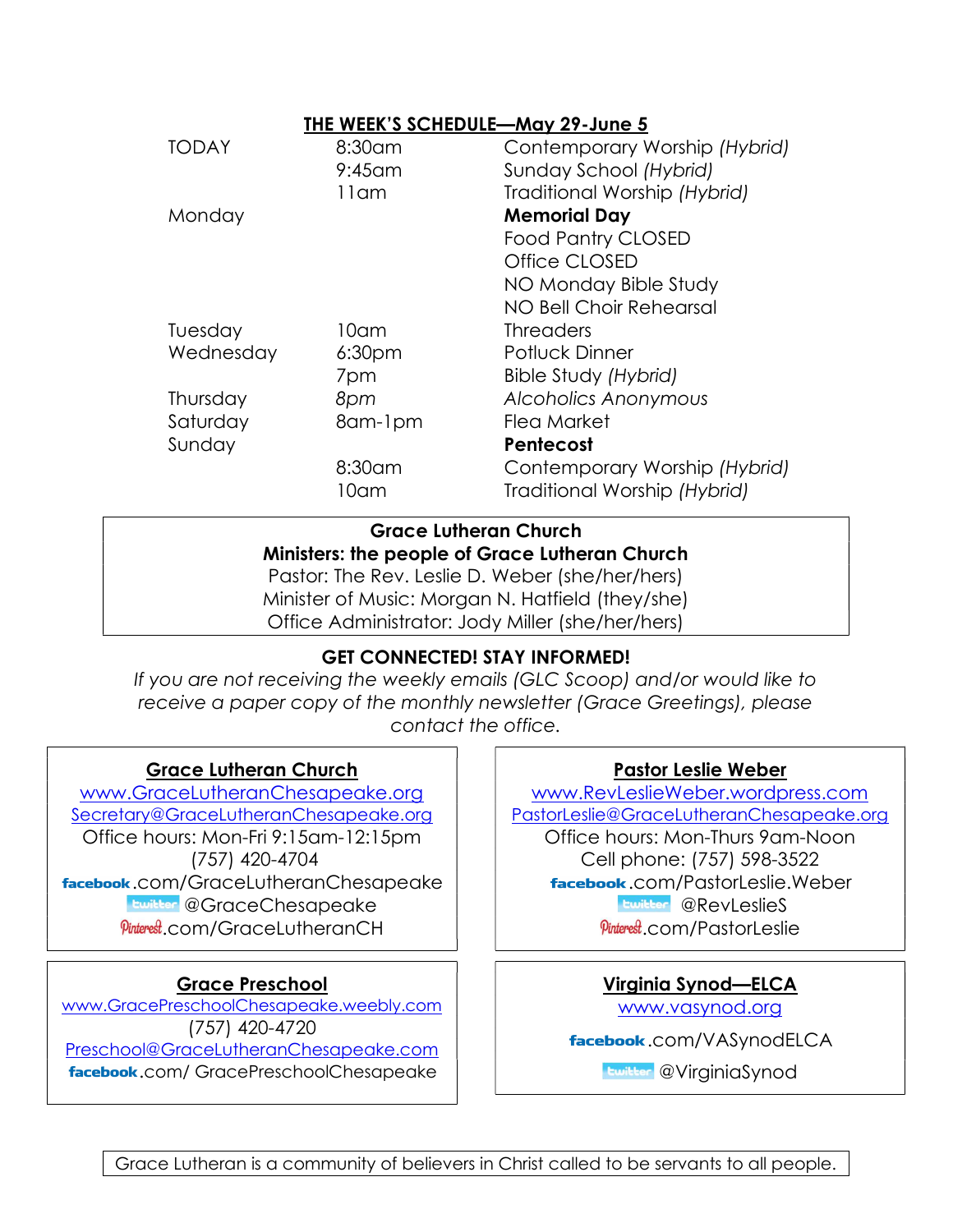## THE WEEK'S SCHEDULE—May 29-June 5

| | | |
|---|---|---|
| TODAY | 8:30am | Contemporary Worship *(Hybrid)* |
| | 9:45am | Sunday School *(Hybrid)* |
| | 11am | Traditional Worship *(Hybrid)* |
| Monday | | **Memorial Day** |
| | | Food Pantry CLOSED |
| | | Office CLOSED |
| | | NO Monday Bible Study |
| | | NO Bell Choir Rehearsal |
| Tuesday | 10am | Threaders |
| Wednesday | 6:30pm | Potluck Dinner |
| | 7pm | Bible Study *(Hybrid)* |
| Thursday | *8pm* | *Alcoholics Anonymous* |
| Saturday | 8am-1pm | Flea Market |
| Sunday | | **Pentecost** |
| | 8:30am | Contemporary Worship *(Hybrid)* |
| | 10am | Traditional Worship *(Hybrid)* |

**Grace Lutheran Church**
**Ministers: the people of Grace Lutheran Church**
Pastor: The Rev. Leslie D. Weber (she/her/hers)
Minister of Music: Morgan N. Hatfield (they/she)
Office Administrator: Jody Miller (she/her/hers)

**GET CONNECTED! STAY INFORMED!**

*If you are not receiving the weekly emails (GLC Scoop) and/or would like to receive a paper copy of the monthly newsletter (Grace Greetings), please contact the office.*

**Grace Lutheran Church**
www.GraceLutheranChesapeake.org
Secretary@GraceLutheranChesapeake.org
Office hours: Mon-Fri 9:15am-12:15pm
(757) 420-4704
facebook.com/GraceLutheranChesapeake
twitter @GraceChesapeake
Pinterest.com/GraceLutheranCH

**Pastor Leslie Weber**
www.RevLeslieWeber.wordpress.com
PastorLeslie@GraceLutheranChesapeake.org
Office hours: Mon-Thurs 9am-Noon
Cell phone: (757) 598-3522
facebook.com/PastorLeslie.Weber
twitter @RevLeslieS
Pinterest.com/PastorLeslie

**Grace Preschool**
www.GracePreschoolChesapeake.weebly.com
(757) 420-4720
Preschool@GraceLutheranChesapeake.com
facebook.com/ GracePreschoolChesapeake

**Virginia Synod—ELCA**
www.vasynod.org
facebook.com/VASynodELCA
twitter @VirginiaSynod

Grace Lutheran is a community of believers in Christ called to be servants to all people.